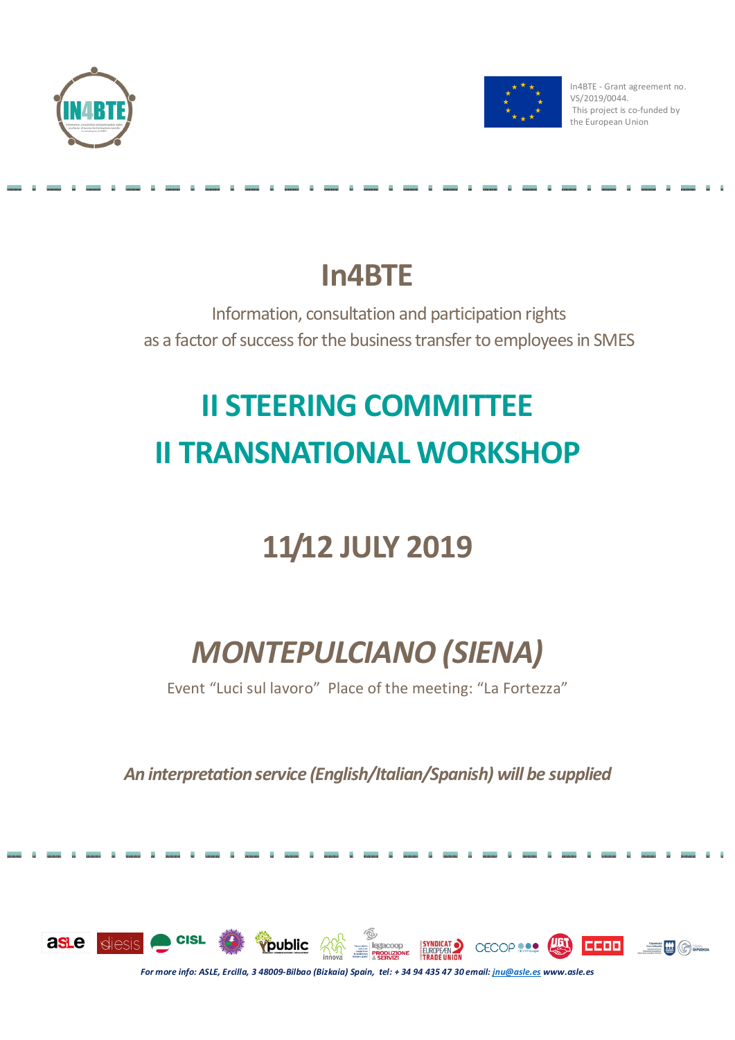In4BTE - Grant agreement no. VS/2019/0044.
This project is co-funded by the European Union

# In4BTE

Information, consultation and participation rights
as a factor of success for the business transfer to employees in SMES

## II STEERING COMMITTEE
## II TRANSNATIONAL WORKSHOP

## 11/12 JULY 2019

## *MONTEPULCIANO (SIENA)*

Event “Luci sul lavoro” Place of the meeting: “La Fortezza”

***An interpretation service (English/Italian/Spanish) will be supplied***

***For more info: ASLE, Ercilla, 3 48009-Bilbao (Bizkaia) Spain, tel: + 34 94 435 47 30 email: jnu@asle.es www.asle.es***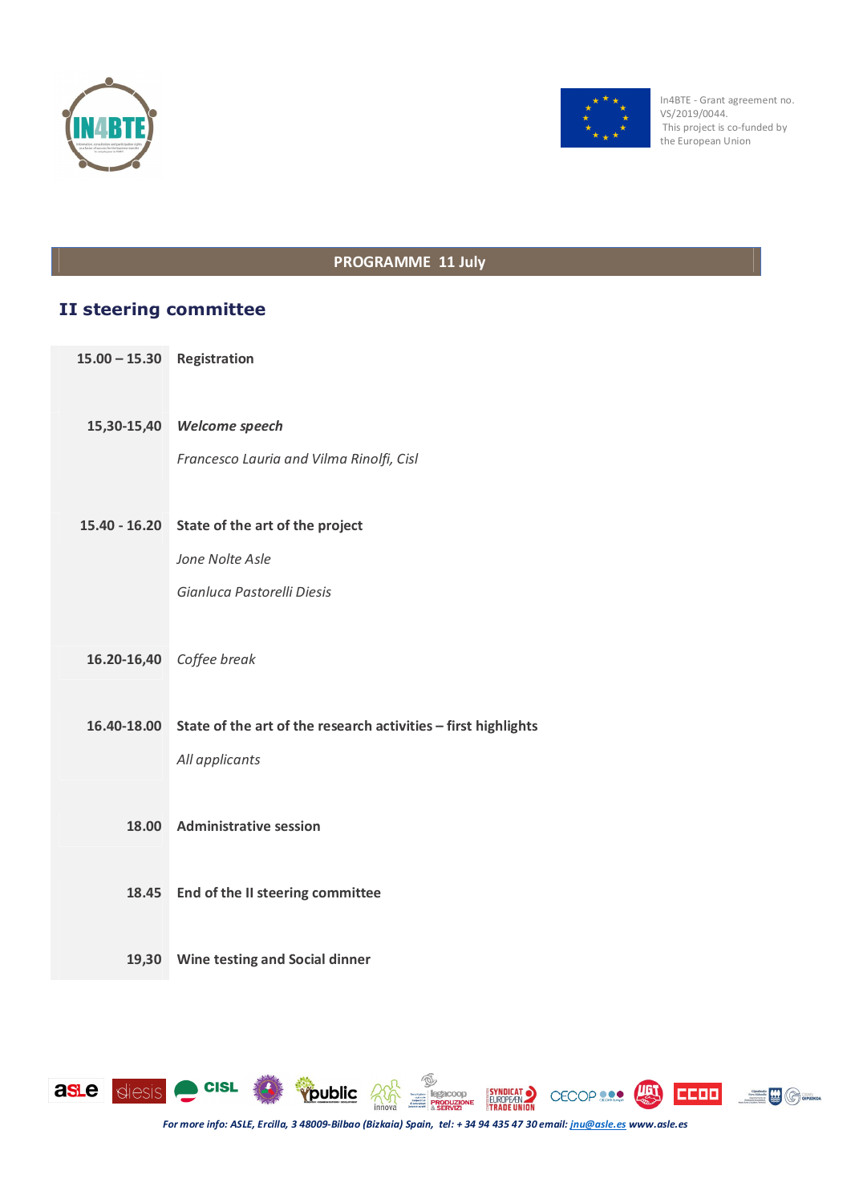In4BTE - Grant agreement no. VS/2019/0044.
This project is co-funded by the European Union

## PROGRAMME 11 July

### II steering committee

| | |
|---|---|
| **15.00 – 15.30** | **Registration** |
| **15,30-15,40** | ***Welcome speech***<br>*Francesco Lauria and Vilma Rinolfi, Cisl* |
| **15.40 - 16.20** | **State of the art of the project**<br>*Jone Nolte Asle*<br>*Gianluca Pastorelli Diesis* |
| **16.20-16,40** | *Coffee break* |
| **16.40-18.00** | **State of the art of the research activities – first highlights**<br>*All applicants* |
| **18.00** | **Administrative session** |
| **18.45** | **End of the II steering committee** |
| **19,30** | **Wine testing and Social dinner** |

*For more info: ASLE, Ercilla, 3 48009-Bilbao (Bizkaia) Spain, tel: + 34 94 435 47 30 email: jnu@asle.es www.asle.es*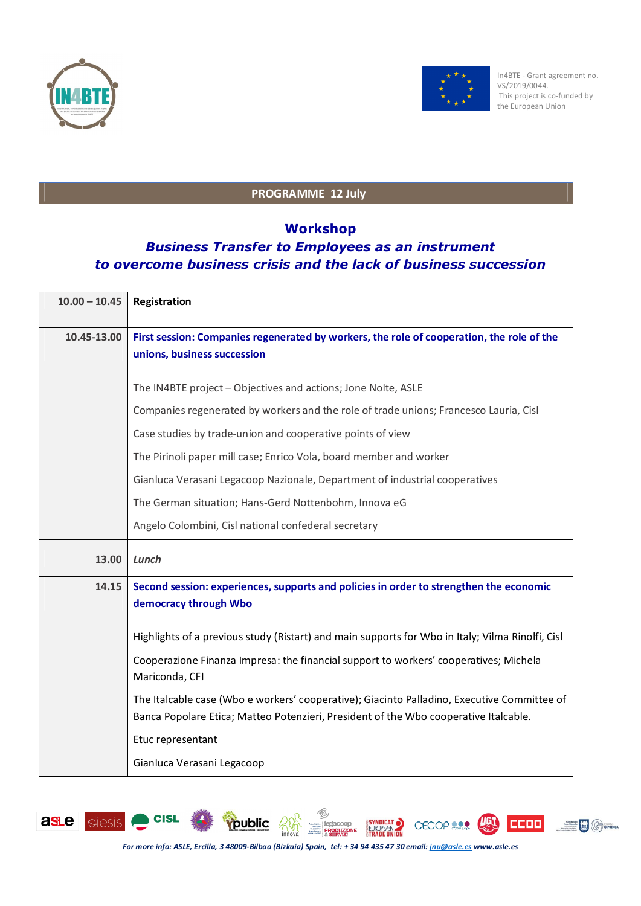In4BTE - Grant agreement no. VS/2019/0044.
This project is co-funded by the European Union

## PROGRAMME 12 July

# Workshop
## *Business Transfer to Employees as an instrument to overcome business crisis and the lack of business succession*

| | |
|---|---|
| **10.00 – 10.45** | **Registration** |
| **10.45-13.00** | **First session: Companies regenerated by workers, the role of cooperation, the role of the unions, business succession**<br><br>The IN4BTE project – Objectives and actions; Jone Nolte, ASLE<br>Companies regenerated by workers and the role of trade unions; Francesco Lauria, Cisl<br>Case studies by trade-union and cooperative points of view<br>The Pirinoli paper mill case; Enrico Vola, board member and worker<br>Gianluca Verasani Legacoop Nazionale, Department of industrial cooperatives<br>The German situation; Hans-Gerd Nottenbohm, Innova eG<br>Angelo Colombini, Cisl national confederal secretary |
| **13.00** | ***Lunch*** |
| **14.15** | **Second session: experiences, supports and policies in order to strengthen the economic democracy through Wbo**<br><br>Highlights of a previous study (Ristart) and main supports for Wbo in Italy; Vilma Rinolfi, Cisl<br>Cooperazione Finanza Impresa: the financial support to workers' cooperatives; Michela Mariconda, CFI<br>The Italcable case (Wbo e workers' cooperative); Giacinto Palladino, Executive Committee of Banca Popolare Etica; Matteo Potenzieri, President of the Wbo cooperative Italcable.<br>Etuc representant<br>Gianluca Verasani Legacoop |

*For more info: ASLE, Ercilla, 3 48009-Bilbao (Bizkaia) Spain, tel: + 34 94 435 47 30 email: jnu@asle.es www.asle.es*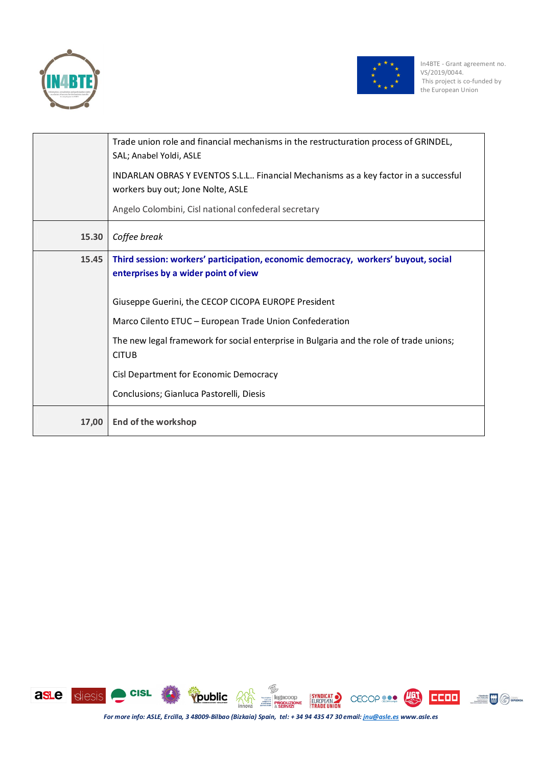| | |
|---|---|
| | Trade union role and financial mechanisms in the restructuration process of GRINDEL, SAL; Anabel Yoldi, ASLE<br><br>INDARLAN OBRAS Y EVENTOS S.L.L.. Financial Mechanisms as a key factor in a successful workers buy out; Jone Nolte, ASLE<br><br>Angelo Colombini, Cisl national confederal secretary |
| **15.30** | *Coffee break* |
| **15.45** | **Third session: workers' participation, economic democracy, workers' buyout, social enterprises by a wider point of view**<br><br>Giuseppe Guerini, the CECOP CICOPA EUROPE President<br><br>Marco Cilento ETUC – European Trade Union Confederation<br><br>The new legal framework for social enterprise in Bulgaria and the role of trade unions; CITUB<br><br>Cisl Department for Economic Democracy<br><br>Conclusions; Gianluca Pastorelli, Diesis |
| **17,00** | **End of the workshop** |

*For more info: ASLE, Ercilla, 3 48009-Bilbao (Bizkaia) Spain, tel: + 34 94 435 47 30 email: jnu@asle.es www.asle.es*